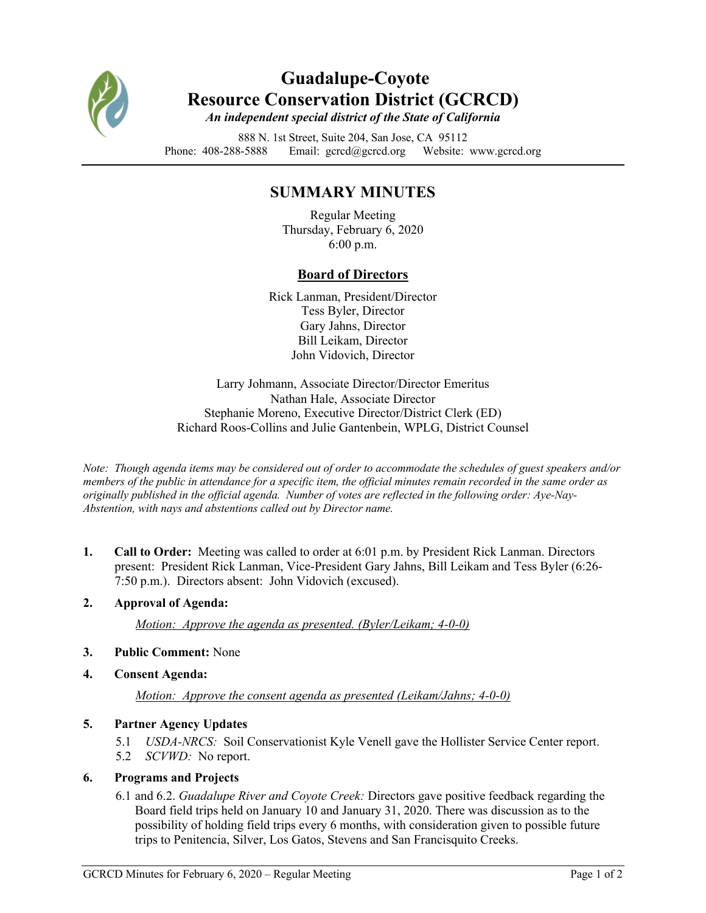# Guadalupe-Coyote Resource Conservation District (GCRCD)

*An independent special district of the State of California*

888 N. 1st Street, Suite 204, San Jose, CA 95112
Phone: 408-288-5888 Email: gcrcd@gcrcd.org Website: www.gcrcd.org

## SUMMARY MINUTES

Regular Meeting
Thursday, February 6, 2020
6:00 p.m.

### Board of Directors

Rick Lanman, President/Director
Tess Byler, Director
Gary Jahns, Director
Bill Leikam, Director
John Vidovich, Director

Larry Johmann, Associate Director/Director Emeritus
Nathan Hale, Associate Director
Stephanie Moreno, Executive Director/District Clerk (ED)
Richard Roos-Collins and Julie Gantenbein, WPLG, District Counsel

*Note: Though agenda items may be considered out of order to accommodate the schedules of guest speakers and/or members of the public in attendance for a specific item, the official minutes remain recorded in the same order as originally published in the official agenda. Number of votes are reflected in the following order: Aye-Nay-Abstention, with nays and abstentions called out by Director name.*

1. **Call to Order:** Meeting was called to order at 6:01 p.m. by President Rick Lanman. Directors present: President Rick Lanman, Vice-President Gary Jahns, Bill Leikam and Tess Byler (6:26-7:50 p.m.). Directors absent: John Vidovich (excused).

2. **Approval of Agenda:**

   *Motion: Approve the agenda as presented. (Byler/Leikam; 4-0-0)*

3. **Public Comment:** None

4. **Consent Agenda:**

   *Motion: Approve the consent agenda as presented (Leikam/Jahns; 4-0-0)*

5. **Partner Agency Updates**
   - 5.1 *USDA-NRCS:* Soil Conservationist Kyle Venell gave the Hollister Service Center report.
   - 5.2 *SCVWD:* No report.

6. **Programs and Projects**
   - 6.1 and 6.2. *Guadalupe River and Coyote Creek:* Directors gave positive feedback regarding the Board field trips held on January 10 and January 31, 2020. There was discussion as to the possibility of holding field trips every 6 months, with consideration given to possible future trips to Penitencia, Silver, Los Gatos, Stevens and San Francisquito Creeks.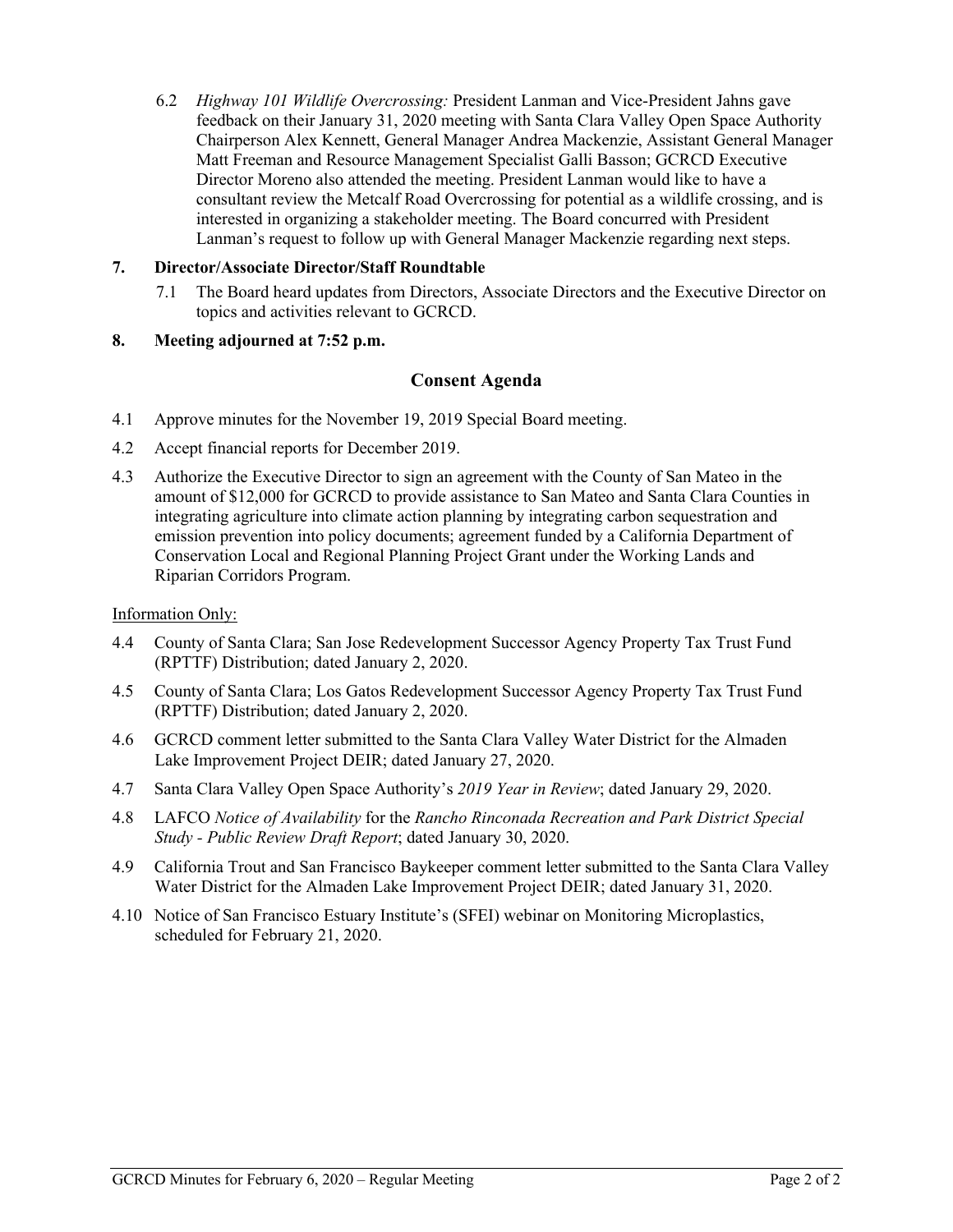6.2 *Highway 101 Wildlife Overcrossing:* President Lanman and Vice-President Jahns gave feedback on their January 31, 2020 meeting with Santa Clara Valley Open Space Authority Chairperson Alex Kennett, General Manager Andrea Mackenzie, Assistant General Manager Matt Freeman and Resource Management Specialist Galli Basson; GCRCD Executive Director Moreno also attended the meeting. President Lanman would like to have a consultant review the Metcalf Road Overcrossing for potential as a wildlife crossing, and is interested in organizing a stakeholder meeting. The Board concurred with President Lanman's request to follow up with General Manager Mackenzie regarding next steps.

**7. Director/Associate Director/Staff Roundtable**

7.1 The Board heard updates from Directors, Associate Directors and the Executive Director on topics and activities relevant to GCRCD.

**8. Meeting adjourned at 7:52 p.m.**

## Consent Agenda

4.1 Approve minutes for the November 19, 2019 Special Board meeting.

4.2 Accept financial reports for December 2019.

4.3 Authorize the Executive Director to sign an agreement with the County of San Mateo in the amount of $12,000 for GCRCD to provide assistance to San Mateo and Santa Clara Counties in integrating agriculture into climate action planning by integrating carbon sequestration and emission prevention into policy documents; agreement funded by a California Department of Conservation Local and Regional Planning Project Grant under the Working Lands and Riparian Corridors Program.

Information Only:

4.4 County of Santa Clara; San Jose Redevelopment Successor Agency Property Tax Trust Fund (RPTTF) Distribution; dated January 2, 2020.

4.5 County of Santa Clara; Los Gatos Redevelopment Successor Agency Property Tax Trust Fund (RPTTF) Distribution; dated January 2, 2020.

4.6 GCRCD comment letter submitted to the Santa Clara Valley Water District for the Almaden Lake Improvement Project DEIR; dated January 27, 2020.

4.7 Santa Clara Valley Open Space Authority's *2019 Year in Review*; dated January 29, 2020.

4.8 LAFCO *Notice of Availability* for the *Rancho Rinconada Recreation and Park District Special Study - Public Review Draft Report*; dated January 30, 2020.

4.9 California Trout and San Francisco Baykeeper comment letter submitted to the Santa Clara Valley Water District for the Almaden Lake Improvement Project DEIR; dated January 31, 2020.

4.10 Notice of San Francisco Estuary Institute's (SFEI) webinar on Monitoring Microplastics, scheduled for February 21, 2020.